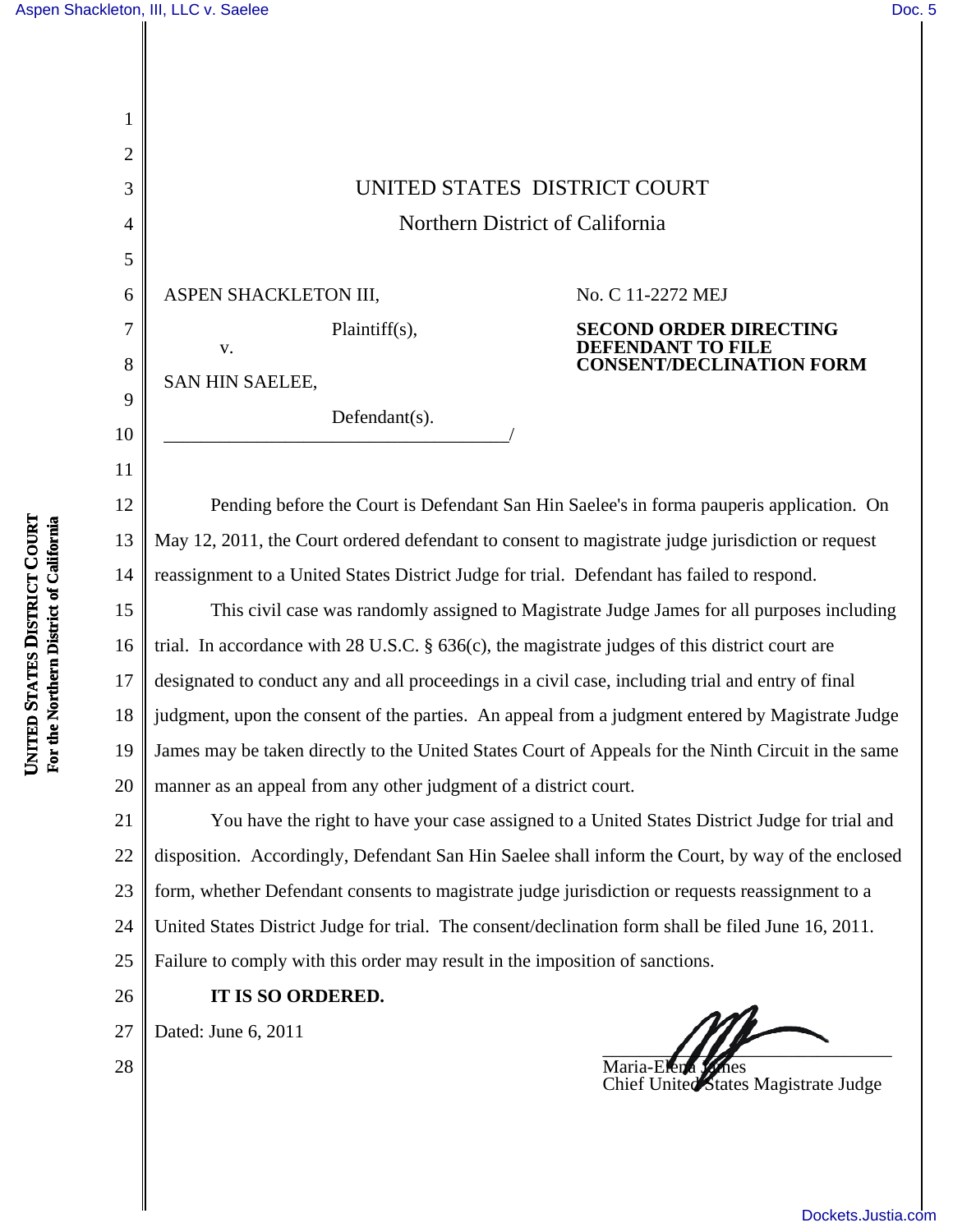# UNITED STATES DISTRICT COURT

## Northern District of California

ASPEN SHACKLETON III,

Plaintiff(s),

v.

SAN HIN SAELEE,

Defendant(s).

No. C 11-2272 MEJ

**SECOND ORDER DIRECTING DEFENDANT TO FILE CONSENT/DECLINATION FORM**

Pending before the Court is Defendant San Hin Saelee's in forma pauperis application. On May 12, 2011, the Court ordered defendant to consent to magistrate judge jurisdiction or request reassignment to a United States District Judge for trial. Defendant has failed to respond.

This civil case was randomly assigned to Magistrate Judge James for all purposes including trial. In accordance with 28 U.S.C. § 636(c), the magistrate judges of this district court are designated to conduct any and all proceedings in a civil case, including trial and entry of final judgment, upon the consent of the parties. An appeal from a judgment entered by Magistrate Judge James may be taken directly to the United States Court of Appeals for the Ninth Circuit in the same manner as an appeal from any other judgment of a district court.

You have the right to have your case assigned to a United States District Judge for trial and disposition. Accordingly, Defendant San Hin Saelee shall inform the Court, by way of the enclosed form, whether Defendant consents to magistrate judge jurisdiction or requests reassignment to a United States District Judge for trial. The consent/declination form shall be filed June 16, 2011. Failure to comply with this order may result in the imposition of sanctions.

**IT IS SO ORDERED.**

Dated: June 6, 2011

Maria-Elena James
Chief United States Magistrate Judge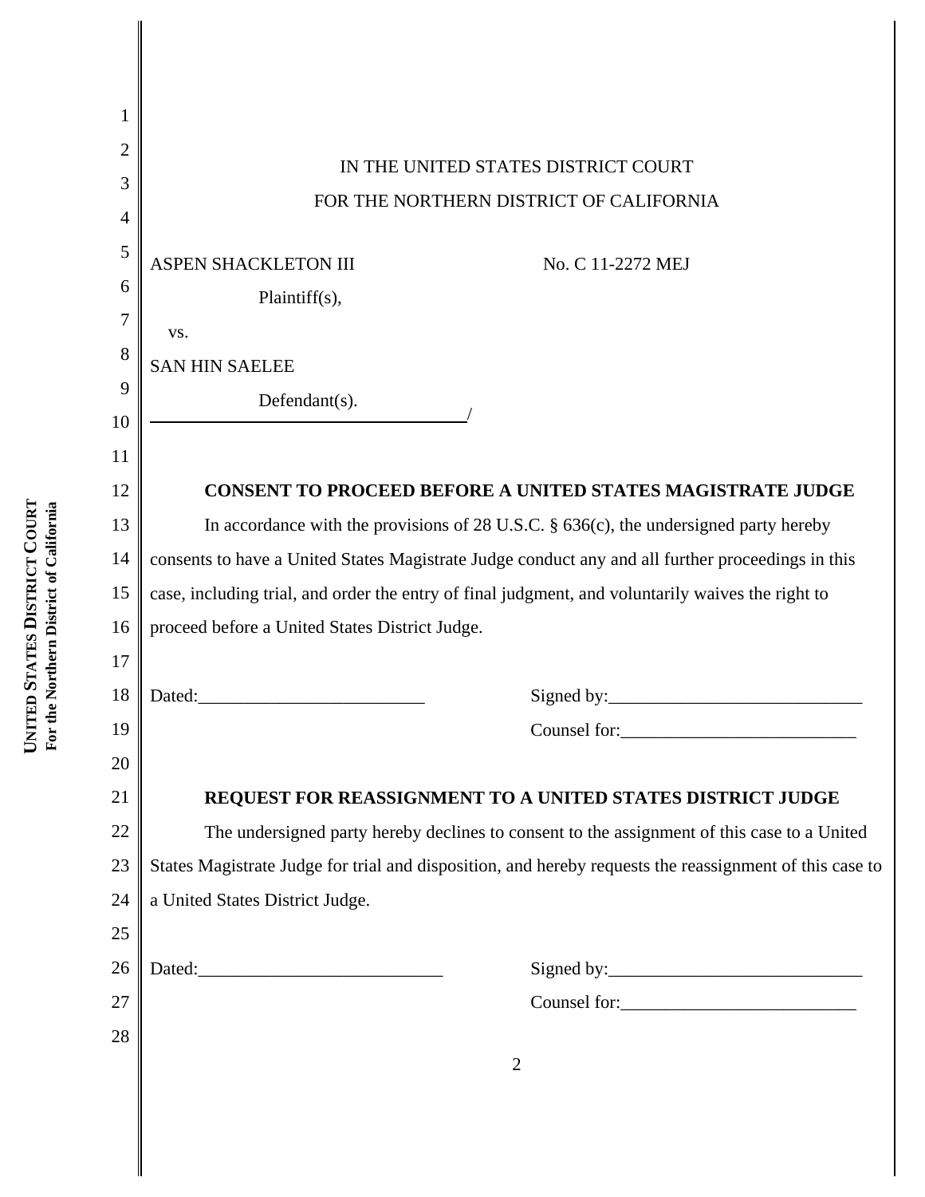IN THE UNITED STATES DISTRICT COURT
FOR THE NORTHERN DISTRICT OF CALIFORNIA

ASPEN SHACKLETON III

Plaintiff(s),

vs.

SAN HIN SAELEE

Defendant(s).
_______________________________________/

No. C 11-2272 MEJ

**CONSENT TO PROCEED BEFORE A UNITED STATES MAGISTRATE JUDGE**

In accordance with the provisions of 28 U.S.C. § 636(c), the undersigned party hereby consents to have a United States Magistrate Judge conduct any and all further proceedings in this case, including trial, and order the entry of final judgment, and voluntarily waives the right to proceed before a United States District Judge.

Dated:_________________________

Signed by:____________________________

Counsel for:__________________________

**REQUEST FOR REASSIGNMENT TO A UNITED STATES DISTRICT JUDGE**

The undersigned party hereby declines to consent to the assignment of this case to a United States Magistrate Judge for trial and disposition, and hereby requests the reassignment of this case to a United States District Judge.

Dated:___________________________

Signed by:____________________________

Counsel for:__________________________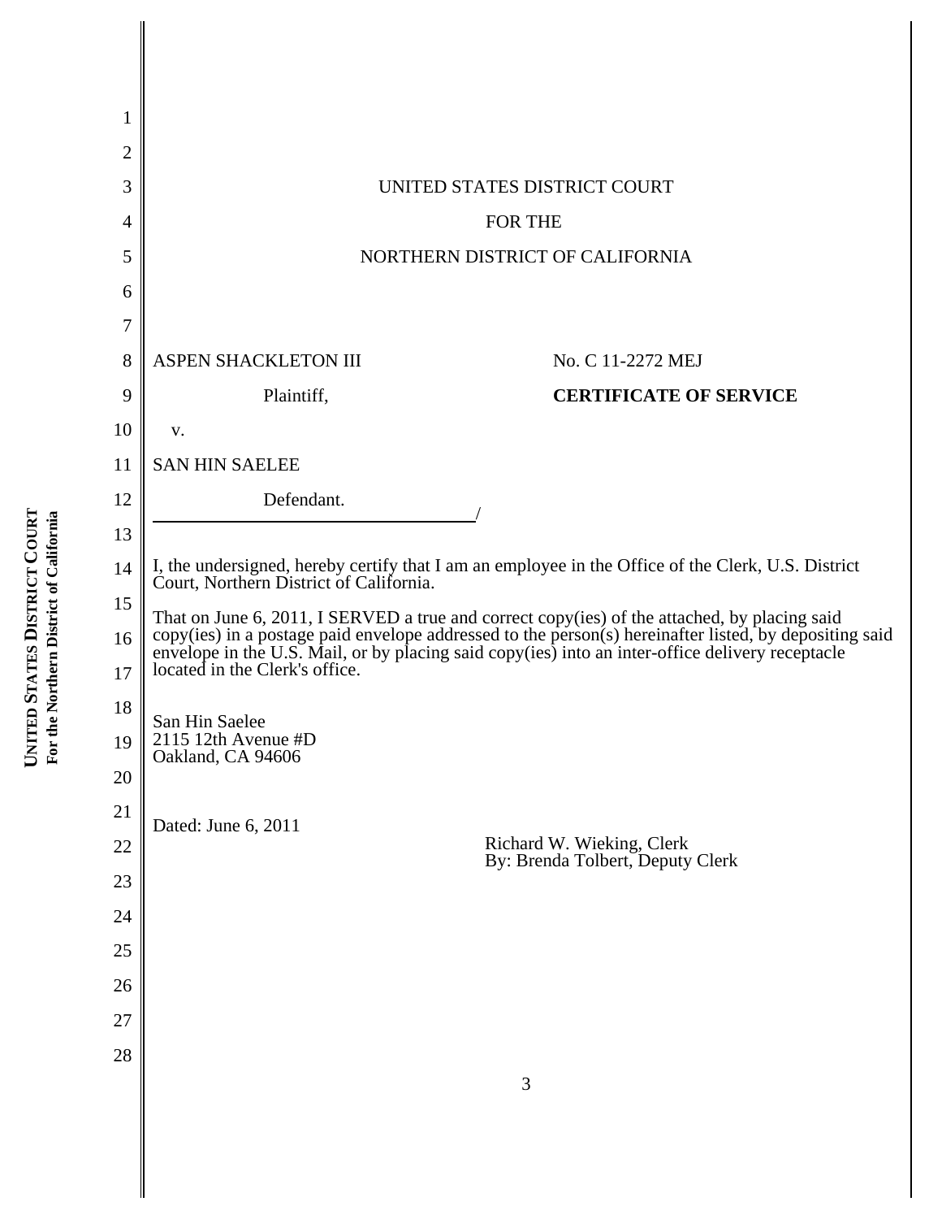UNITED STATES DISTRICT COURT

FOR THE

NORTHERN DISTRICT OF CALIFORNIA

ASPEN SHACKLETON III

Plaintiff,

v.

SAN HIN SAELEE

Defendant.

No. C 11-2272 MEJ

**CERTIFICATE OF SERVICE**

I, the undersigned, hereby certify that I am an employee in the Office of the Clerk, U.S. District Court, Northern District of California.

That on June 6, 2011, I SERVED a true and correct copy(ies) of the attached, by placing said copy(ies) in a postage paid envelope addressed to the person(s) hereinafter listed, by depositing said envelope in the U.S. Mail, or by placing said copy(ies) into an inter-office delivery receptacle located in the Clerk's office.

San Hin Saelee
2115 12th Avenue #D
Oakland, CA 94606

Dated: June 6, 2011

Richard W. Wieking, Clerk
By: Brenda Tolbert, Deputy Clerk